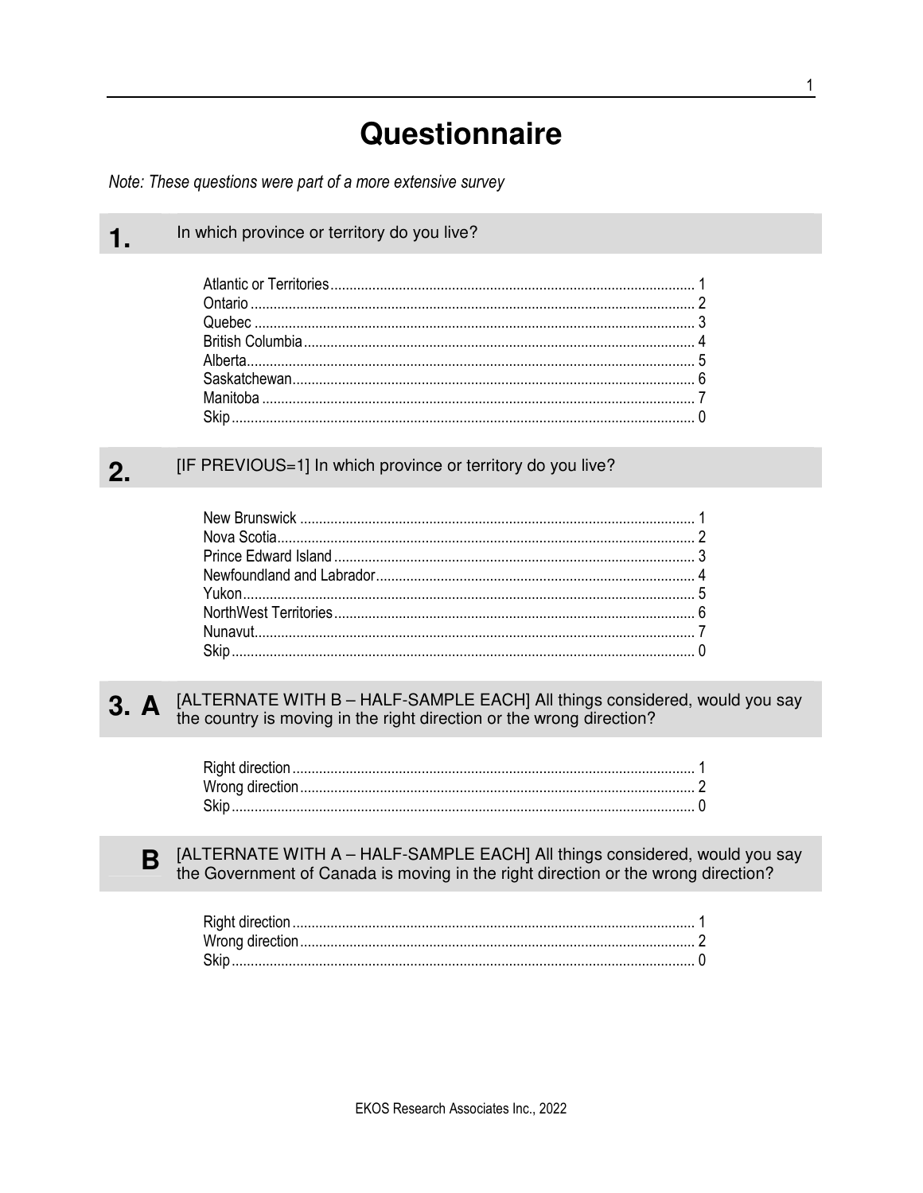# Questionnaire

*Note: These questions were part of a more extensive survey*

## 1. In which province or territory do you live?

| | |
|---|---|
| Atlantic or Territories | 1 |
| Ontario | 2 |
| Quebec | 3 |
| British Columbia | 4 |
| Alberta | 5 |
| Saskatchewan | 6 |
| Manitoba | 7 |
| Skip | 0 |

## 2. [IF PREVIOUS=1] In which province or territory do you live?

| | |
|---|---|
| New Brunswick | 1 |
| Nova Scotia | 2 |
| Prince Edward Island | 3 |
| Newfoundland and Labrador | 4 |
| Yukon | 5 |
| NorthWest Territories | 6 |
| Nunavut | 7 |
| Skip | 0 |

## 3. A [ALTERNATE WITH B – HALF-SAMPLE EACH] All things considered, would you say the country is moving in the right direction or the wrong direction?

| | |
|---|---|
| Right direction | 1 |
| Wrong direction | 2 |
| Skip | 0 |

## B [ALTERNATE WITH A – HALF-SAMPLE EACH] All things considered, would you say the Government of Canada is moving in the right direction or the wrong direction?

| | |
|---|---|
| Right direction | 1 |
| Wrong direction | 2 |
| Skip | 0 |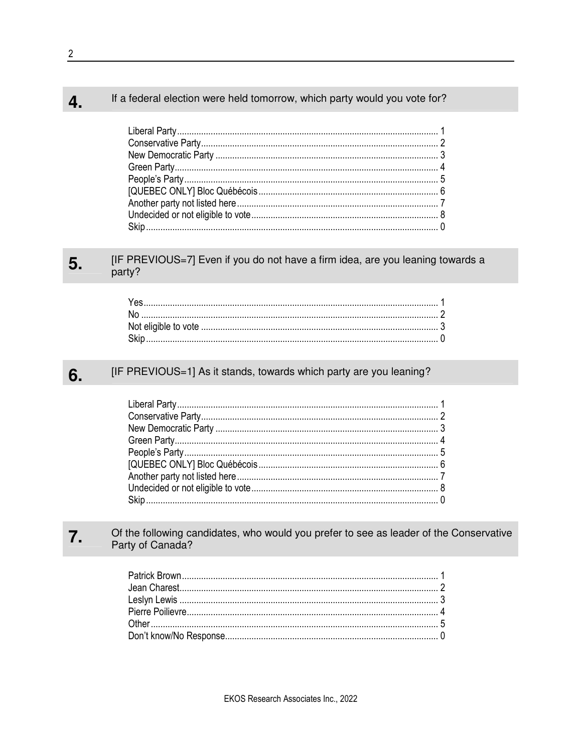## 4. If a federal election were held tomorrow, which party would you vote for?

- Liberal Party ... 1
- Conservative Party ... 2
- New Democratic Party ... 3
- Green Party ... 4
- People's Party ... 5
- [QUEBEC ONLY] Bloc Québécois ... 6
- Another party not listed here ... 7
- Undecided or not eligible to vote ... 8
- Skip ... 0

## 5. [IF PREVIOUS=7] Even if you do not have a firm idea, are you leaning towards a party?

- Yes ... 1
- No ... 2
- Not eligible to vote ... 3
- Skip ... 0

## 6. [IF PREVIOUS=1] As it stands, towards which party are you leaning?

- Liberal Party ... 1
- Conservative Party ... 2
- New Democratic Party ... 3
- Green Party ... 4
- People's Party ... 5
- [QUEBEC ONLY] Bloc Québécois ... 6
- Another party not listed here ... 7
- Undecided or not eligible to vote ... 8
- Skip ... 0

## 7. Of the following candidates, who would you prefer to see as leader of the Conservative Party of Canada?

- Patrick Brown ... 1
- Jean Charest ... 2
- Leslyn Lewis ... 3
- Pierre Poilievre ... 4
- Other ... 5
- Don't know/No Response ... 0

EKOS Research Associates Inc., 2022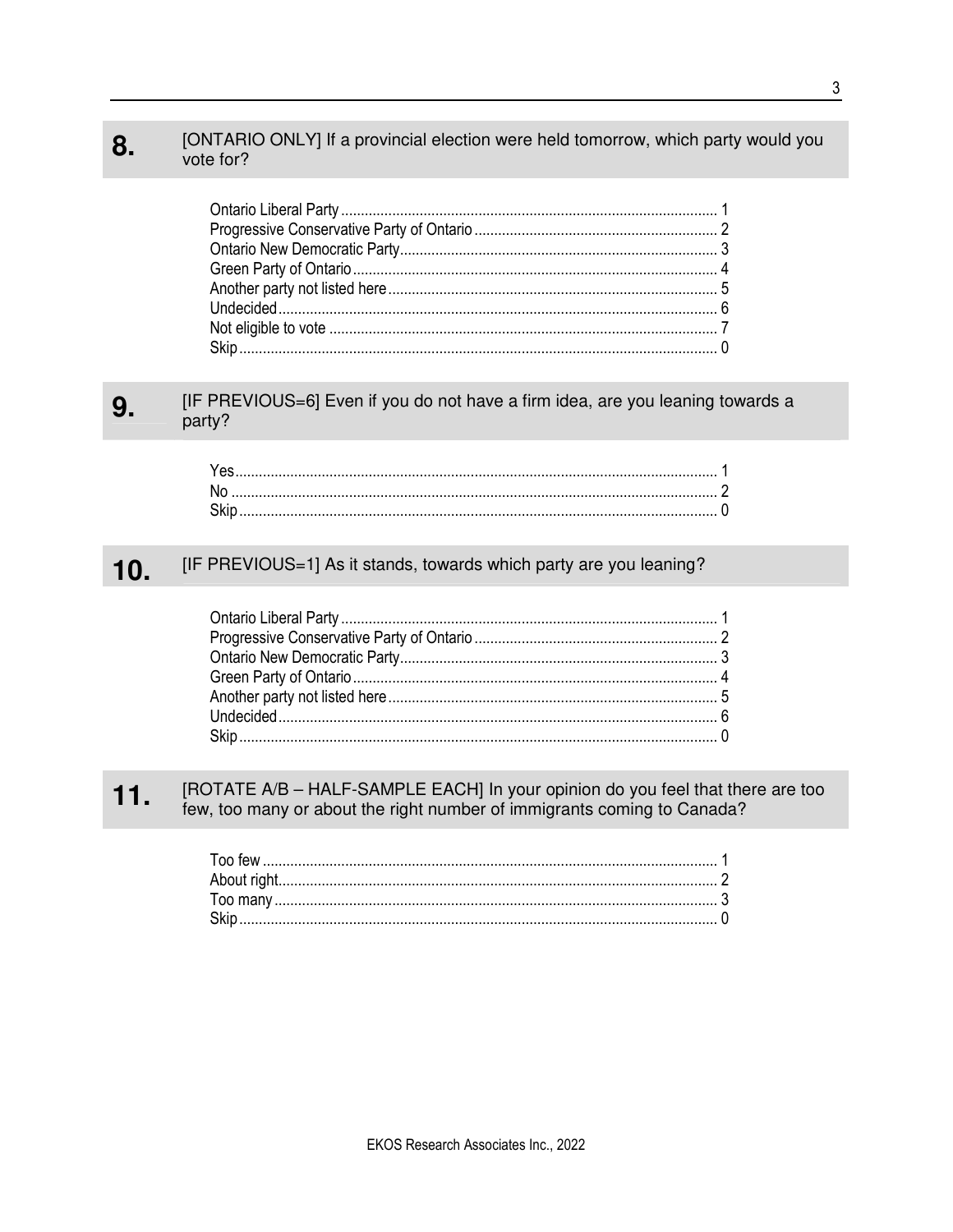## 8. [ONTARIO ONLY] If a provincial election were held tomorrow, which party would you vote for?

| | |
|---|---|
| Ontario Liberal Party | 1 |
| Progressive Conservative Party of Ontario | 2 |
| Ontario New Democratic Party | 3 |
| Green Party of Ontario | 4 |
| Another party not listed here | 5 |
| Undecided | 6 |
| Not eligible to vote | 7 |
| Skip | 0 |

## 9. [IF PREVIOUS=6] Even if you do not have a firm idea, are you leaning towards a party?

| | |
|---|---|
| Yes | 1 |
| No | 2 |
| Skip | 0 |

## 10. [IF PREVIOUS=1] As it stands, towards which party are you leaning?

| | |
|---|---|
| Ontario Liberal Party | 1 |
| Progressive Conservative Party of Ontario | 2 |
| Ontario New Democratic Party | 3 |
| Green Party of Ontario | 4 |
| Another party not listed here | 5 |
| Undecided | 6 |
| Skip | 0 |

## 11. [ROTATE A/B – HALF-SAMPLE EACH] In your opinion do you feel that there are too few, too many or about the right number of immigrants coming to Canada?

| | |
|---|---|
| Too few | 1 |
| About right | 2 |
| Too many | 3 |
| Skip | 0 |

EKOS Research Associates Inc., 2022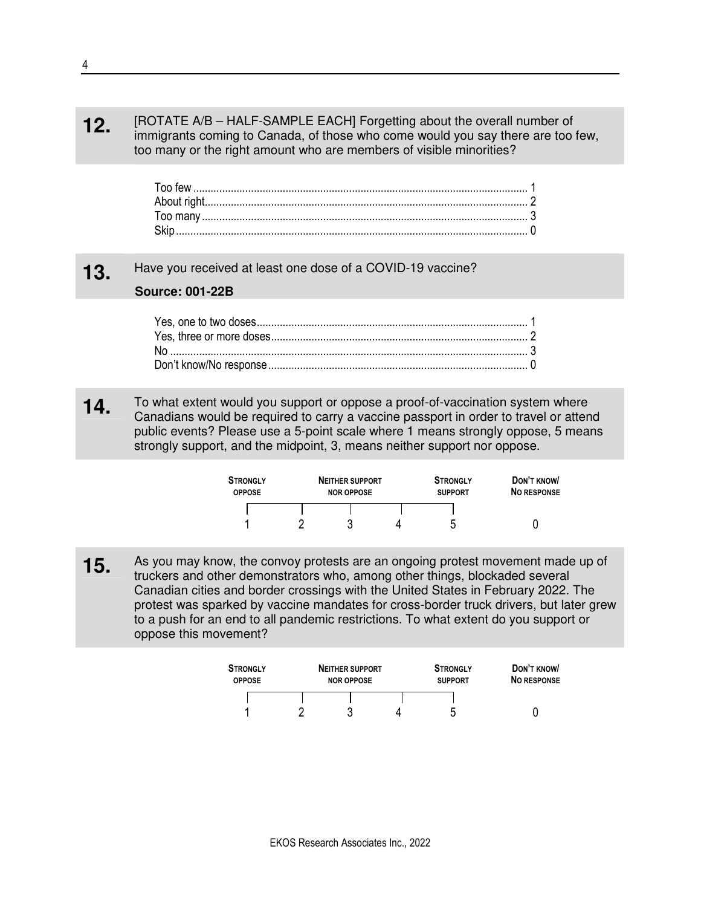**12.** [ROTATE A/B – HALF-SAMPLE EACH] Forgetting about the overall number of immigrants coming to Canada, of those who come would you say there are too few, too many or the right amount who are members of visible minorities?

| | |
|---|---|
| Too few | 1 |
| About right | 2 |
| Too many | 3 |
| Skip | 0 |

**13.** Have you received at least one dose of a COVID-19 vaccine?

**Source: 001-22B**

| | |
|---|---|
| Yes, one to two doses | 1 |
| Yes, three or more doses | 2 |
| No | 3 |
| Don't know/No response | 0 |

**14.** To what extent would you support or oppose a proof-of-vaccination system where Canadians would be required to carry a vaccine passport in order to travel or attend public events? Please use a 5-point scale where 1 means strongly oppose, 5 means strongly support, and the midpoint, 3, means neither support nor oppose.

| Strongly oppose | | Neither support nor oppose | | Strongly support | Don't know/ No response |
|---|---|---|---|---|---|
| 1 | 2 | 3 | 4 | 5 | 0 |

**15.** As you may know, the convoy protests are an ongoing protest movement made up of truckers and other demonstrators who, among other things, blockaded several Canadian cities and border crossings with the United States in February 2022. The protest was sparked by vaccine mandates for cross-border truck drivers, but later grew to a push for an end to all pandemic restrictions. To what extent do you support or oppose this movement?

| Strongly oppose | | Neither support nor oppose | | Strongly support | Don't know/ No response |
|---|---|---|---|---|---|
| 1 | 2 | 3 | 4 | 5 | 0 |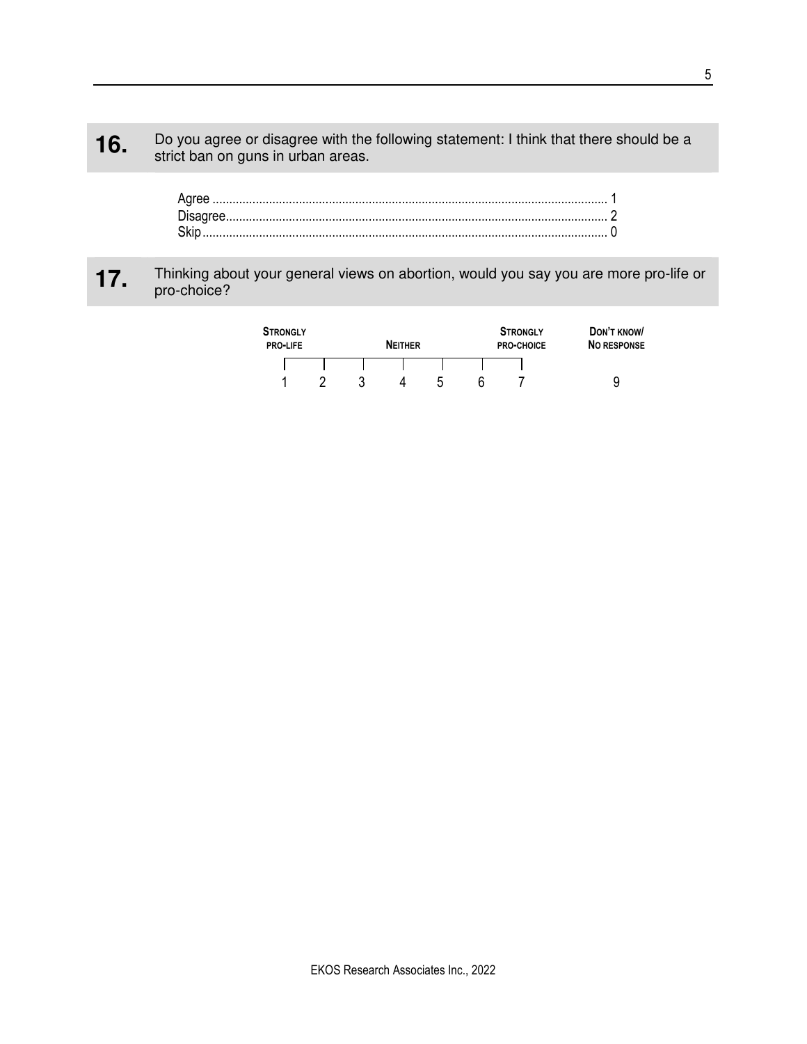**16.** Do you agree or disagree with the following statement: I think that there should be a strict ban on guns in urban areas.

Agree ............................................................................................................................ 1
Disagree......................................................................................................................... 2
Skip................................................................................................................................ 0

**17.** Thinking about your general views on abortion, would you say you are more pro-life or pro-choice?

| STRONGLY PRO-LIFE | | | NEITHER | | | STRONGLY PRO-CHOICE | DON'T KNOW/ NO RESPONSE |
|---|---|---|---|---|---|---|---|
| 1 | 2 | 3 | 4 | 5 | 6 | 7 | 9 |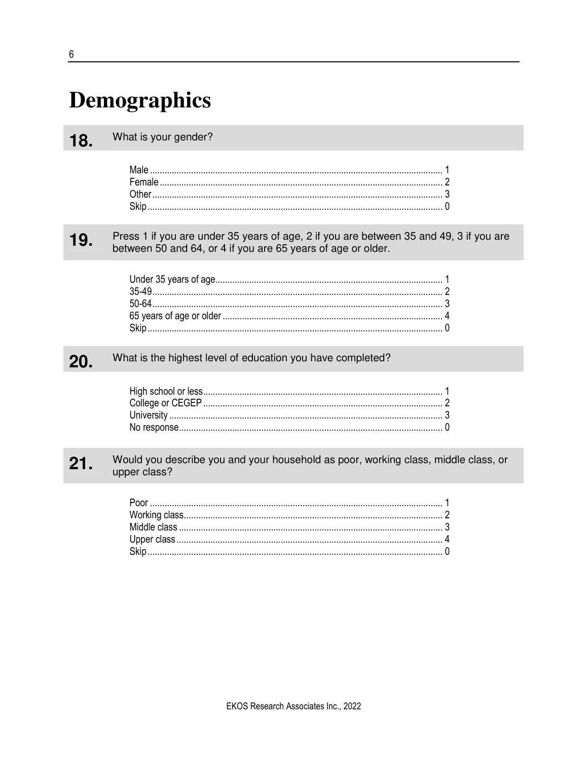# Demographics

## 18. What is your gender?

| | |
|---|---|
| Male | 1 |
| Female | 2 |
| Other | 3 |
| Skip | 0 |

## 19. Press 1 if you are under 35 years of age, 2 if you are between 35 and 49, 3 if you are between 50 and 64, or 4 if you are 65 years of age or older.

| | |
|---|---|
| Under 35 years of age | 1 |
| 35-49 | 2 |
| 50-64 | 3 |
| 65 years of age or older | 4 |
| Skip | 0 |

## 20. What is the highest level of education you have completed?

| | |
|---|---|
| High school or less | 1 |
| College or CEGEP | 2 |
| University | 3 |
| No response | 0 |

## 21. Would you describe you and your household as poor, working class, middle class, or upper class?

| | |
|---|---|
| Poor | 1 |
| Working class | 2 |
| Middle class | 3 |
| Upper class | 4 |
| Skip | 0 |

EKOS Research Associates Inc., 2022